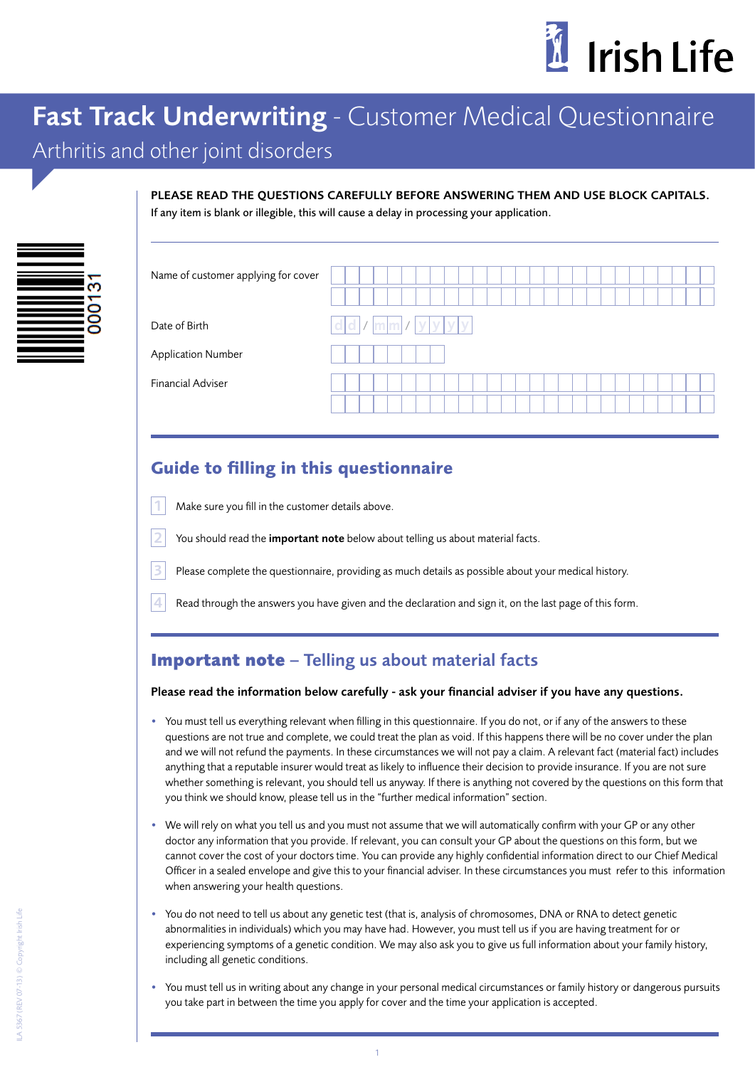Irish Life

# Fast Track Underwriting - Customer Medical Questionnaire

## Arthritis and other joint disorders

000131

**PLEASE READ THE QUESTIONS CAREFULLY BEFORE ANSWERING THEM AND USE BLOCK CAPITALS.**
If any item is blank or illegible, this will cause a delay in processing your application.

| | |
|---|---|
| Name of customer applying for cover | |
| Date of Birth | dd / mm / yyyy |
| Application Number | |
| Financial Adviser | |

## Guide to filling in this questionnaire

1. Make sure you fill in the customer details above.
2. You should read the **important note** below about telling us about material facts.
3. Please complete the questionnaire, providing as much details as possible about your medical history.
4. Read through the answers you have given and the declaration and sign it, on the last page of this form.

## Important note – Telling us about material facts

**Please read the information below carefully - ask your financial adviser if you have any questions.**

- You must tell us everything relevant when filling in this questionnaire. If you do not, or if any of the answers to these questions are not true and complete, we could treat the plan as void. If this happens there will be no cover under the plan and we will not refund the payments. In these circumstances we will not pay a claim. A relevant fact (material fact) includes anything that a reputable insurer would treat as likely to influence their decision to provide insurance. If you are not sure whether something is relevant, you should tell us anyway. If there is anything not covered by the questions on this form that you think we should know, please tell us in the "further medical information" section.
- We will rely on what you tell us and you must not assume that we will automatically confirm with your GP or any other doctor any information that you provide. If relevant, you can consult your GP about the questions on this form, but we cannot cover the cost of your doctors time. You can provide any highly confidential information direct to our Chief Medical Officer in a sealed envelope and give this to your financial adviser. In these circumstances you must refer to this information when answering your health questions.
- You do not need to tell us about any genetic test (that is, analysis of chromosomes, DNA or RNA to detect genetic abnormalities in individuals) which you may have had. However, you must tell us if you are having treatment for or experiencing symptoms of a genetic condition. We may also ask you to give us full information about your family history, including all genetic conditions.
- You must tell us in writing about any change in your personal medical circumstances or family history or dangerous pursuits you take part in between the time you apply for cover and the time your application is accepted.

ILA 5367 (REV 07-13) © Copyright Irish Life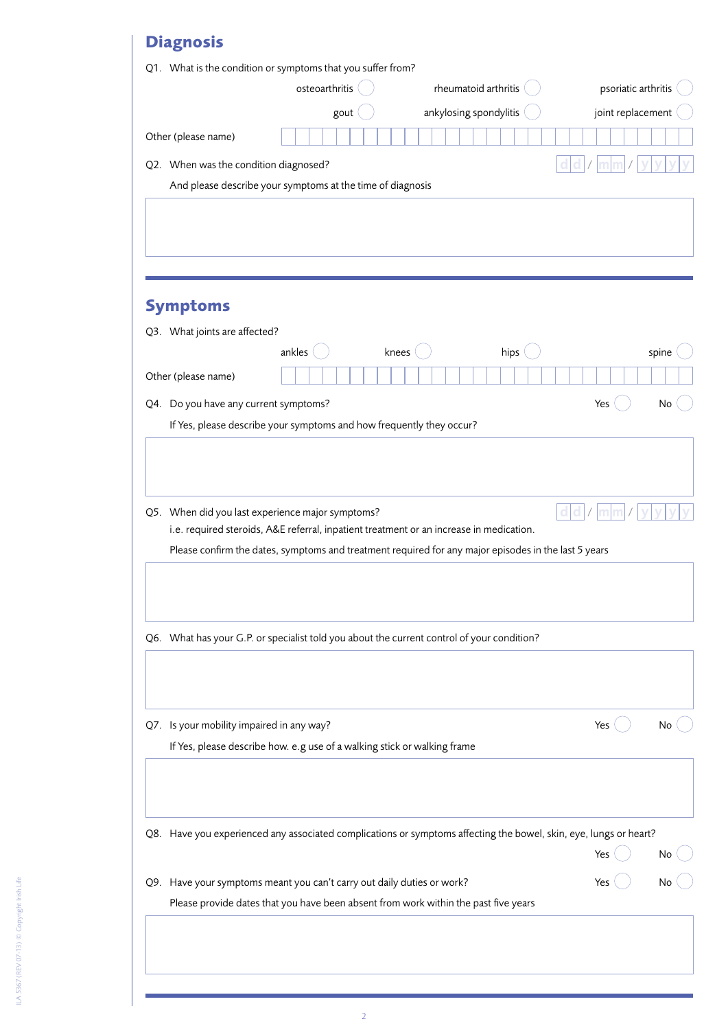## Diagnosis

Q1. What is the condition or symptoms that you suffer from?

osteoarthritis ◯ rheumatoid arthritis ◯ psoriatic arthritis ◯

gout ◯ ankylosing spondylitis ◯ joint replacement ◯

Other (please name)

Q2. When was the condition diagnosed? dd / mm / yyyy

And please describe your symptoms at the time of diagnosis

## Symptoms

Q3. What joints are affected?

ankles ◯ knees ◯ hips ◯ spine ◯

Other (please name)

Q4. Do you have any current symptoms? Yes ◯ No ◯

If Yes, please describe your symptoms and how frequently they occur?

Q5. When did you last experience major symptoms? dd / mm / yyyy

i.e. required steroids, A&E referral, inpatient treatment or an increase in medication.

Please confirm the dates, symptoms and treatment required for any major episodes in the last 5 years

Q6. What has your G.P. or specialist told you about the current control of your condition?

Q7. Is your mobility impaired in any way? Yes ◯ No ◯

If Yes, please describe how. e.g use of a walking stick or walking frame

Q8. Have you experienced any associated complications or symptoms affecting the bowel, skin, eye, lungs or heart?

Yes ◯ No ◯

Q9. Have your symptoms meant you can't carry out daily duties or work? Yes ◯ No ◯

Please provide dates that you have been absent from work within the past five years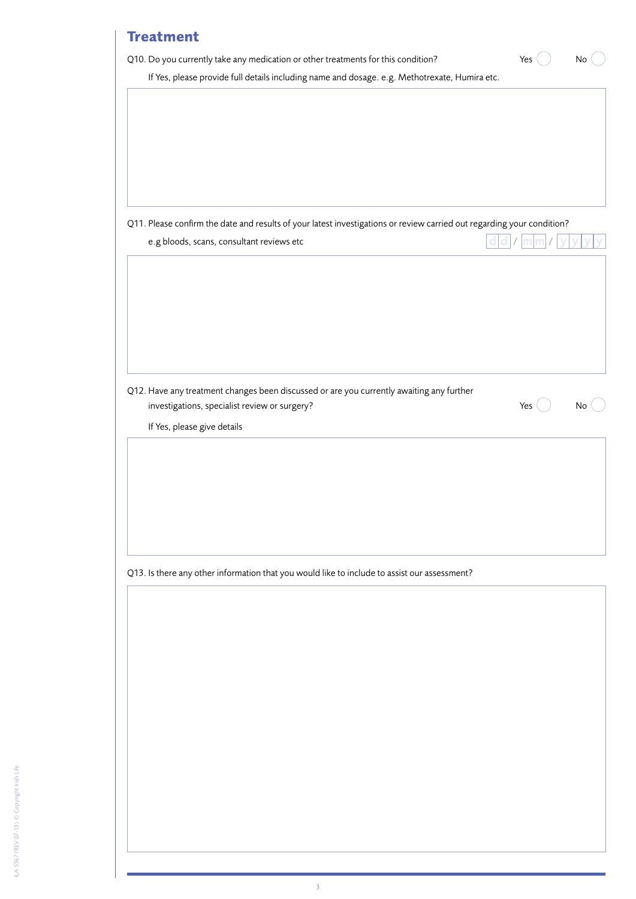## Treatment

Q10. Do you currently take any medication or other treatments for this condition? Yes ◯ No ◯

If Yes, please provide full details including name and dosage. e.g. Methotrexate, Humira etc.

Q11. Please confirm the date and results of your latest investigations or review carried out regarding your condition?

e.g bloods, scans, consultant reviews etc dd / mm / yyyy

Q12. Have any treatment changes been discussed or are you currently awaiting any further investigations, specialist review or surgery? Yes ◯ No ◯

If Yes, please give details

Q13. Is there any other information that you would like to include to assist our assessment?

ILA 5367 (REV 07-13) © Copyright Irish Life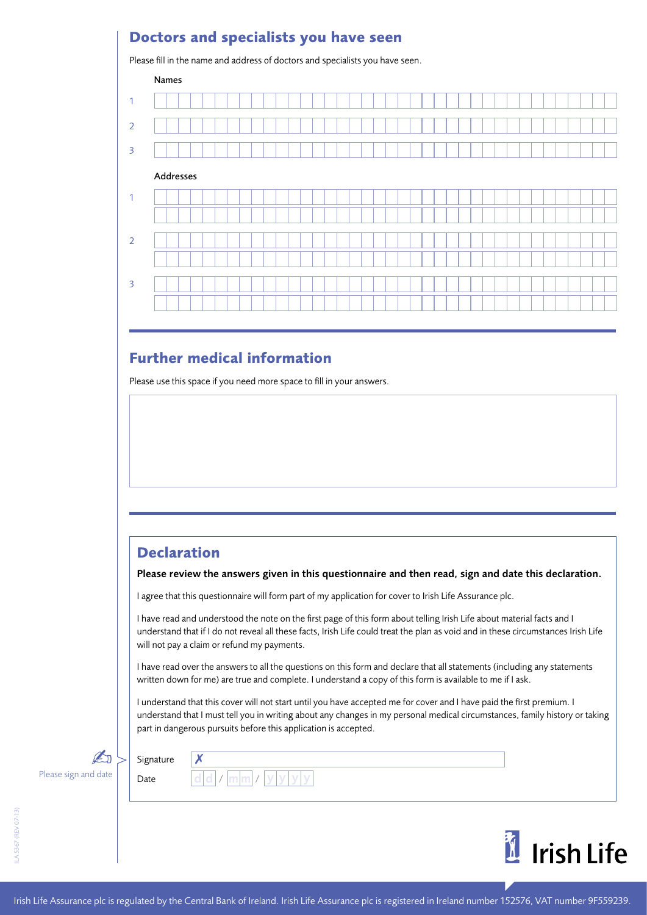## Doctors and specialists you have seen

Please fill in the name and address of doctors and specialists you have seen.

Names

1

2

3

Addresses

1

2

3

## Further medical information

Please use this space if you need more space to fill in your answers.

## Declaration

**Please review the answers given in this questionnaire and then read, sign and date this declaration.**

I agree that this questionnaire will form part of my application for cover to Irish Life Assurance plc.

I have read and understood the note on the first page of this form about telling Irish Life about material facts and I understand that if I do not reveal all these facts, Irish Life could treat the plan as void and in these circumstances Irish Life will not pay a claim or refund my payments.

I have read over the answers to all the questions on this form and declare that all statements (including any statements written down for me) are true and complete. I understand a copy of this form is available to me if I ask.

I understand that this cover will not start until you have accepted me for cover and I have paid the first premium. I understand that I must tell you in writing about any changes in my personal medical circumstances, family history or taking part in dangerous pursuits before this application is accepted.

Please sign and date

Signature ✗

Date d d / m m / y y y y

ILA 5367 (REV 07-13)

Irish Life

Irish Life Assurance plc is regulated by the Central Bank of Ireland. Irish Life Assurance plc is registered in Ireland number 152576, VAT number 9F559239.